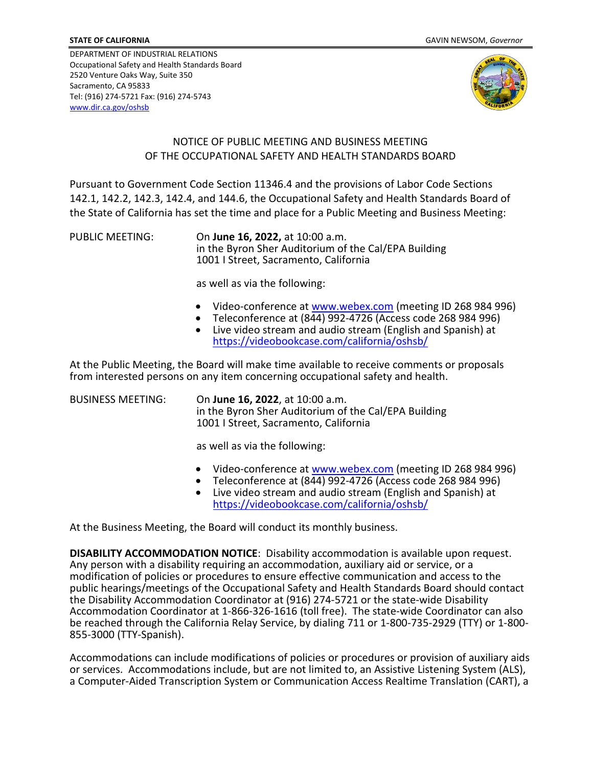**STATE OF CALIFORNIA** GAVIN NEWSOM, *Governor*

DEPARTMENT OF INDUSTRIAL RELATIONS
Occupational Safety and Health Standards Board
2520 Venture Oaks Way, Suite 350
Sacramento, CA 95833
Tel: (916) 274-5721 Fax: (916) 274-5743
[www.dir.ca.gov/oshsb](www.dir.ca.gov/oshsb)

# NOTICE OF PUBLIC MEETING AND BUSINESS MEETING OF THE OCCUPATIONAL SAFETY AND HEALTH STANDARDS BOARD

Pursuant to Government Code Section 11346.4 and the provisions of Labor Code Sections 142.1, 142.2, 142.3, 142.4, and 144.6, the Occupational Safety and Health Standards Board of the State of California has set the time and place for a Public Meeting and Business Meeting:

PUBLIC MEETING: On **June 16, 2022,** at 10:00 a.m.
in the Byron Sher Auditorium of the Cal/EPA Building
1001 I Street, Sacramento, California

as well as via the following:

- Video-conference at [www.webex.com](www.webex.com) (meeting ID 268 984 996)
- Teleconference at (844) 992-4726 (Access code 268 984 996)
- Live video stream and audio stream (English and Spanish) at [https://videobookcase.com/california/oshsb/](https://videobookcase.com/california/oshsb/)

At the Public Meeting, the Board will make time available to receive comments or proposals from interested persons on any item concerning occupational safety and health.

BUSINESS MEETING: On **June 16, 2022**, at 10:00 a.m.
in the Byron Sher Auditorium of the Cal/EPA Building
1001 I Street, Sacramento, California

as well as via the following:

- Video-conference at [www.webex.com](www.webex.com) (meeting ID 268 984 996)
- Teleconference at (844) 992-4726 (Access code 268 984 996)
- Live video stream and audio stream (English and Spanish) at [https://videobookcase.com/california/oshsb/](https://videobookcase.com/california/oshsb/)

At the Business Meeting, the Board will conduct its monthly business.

**DISABILITY ACCOMMODATION NOTICE**: Disability accommodation is available upon request. Any person with a disability requiring an accommodation, auxiliary aid or service, or a modification of policies or procedures to ensure effective communication and access to the public hearings/meetings of the Occupational Safety and Health Standards Board should contact the Disability Accommodation Coordinator at (916) 274-5721 or the state-wide Disability Accommodation Coordinator at 1-866-326-1616 (toll free). The state-wide Coordinator can also be reached through the California Relay Service, by dialing 711 or 1-800-735-2929 (TTY) or 1-800-855-3000 (TTY-Spanish).

Accommodations can include modifications of policies or procedures or provision of auxiliary aids or services. Accommodations include, but are not limited to, an Assistive Listening System (ALS), a Computer-Aided Transcription System or Communication Access Realtime Translation (CART), a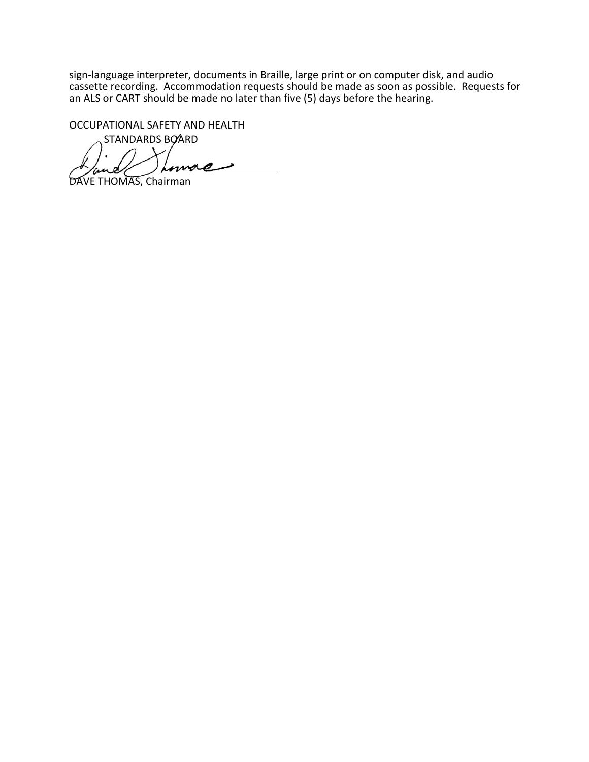sign-language interpreter, documents in Braille, large print or on computer disk, and audio cassette recording. Accommodation requests should be made as soon as possible. Requests for an ALS or CART should be made no later than five (5) days before the hearing.

OCCUPATIONAL SAFETY AND HEALTH
STANDARDS BOARD

DAVE THOMAS, Chairman